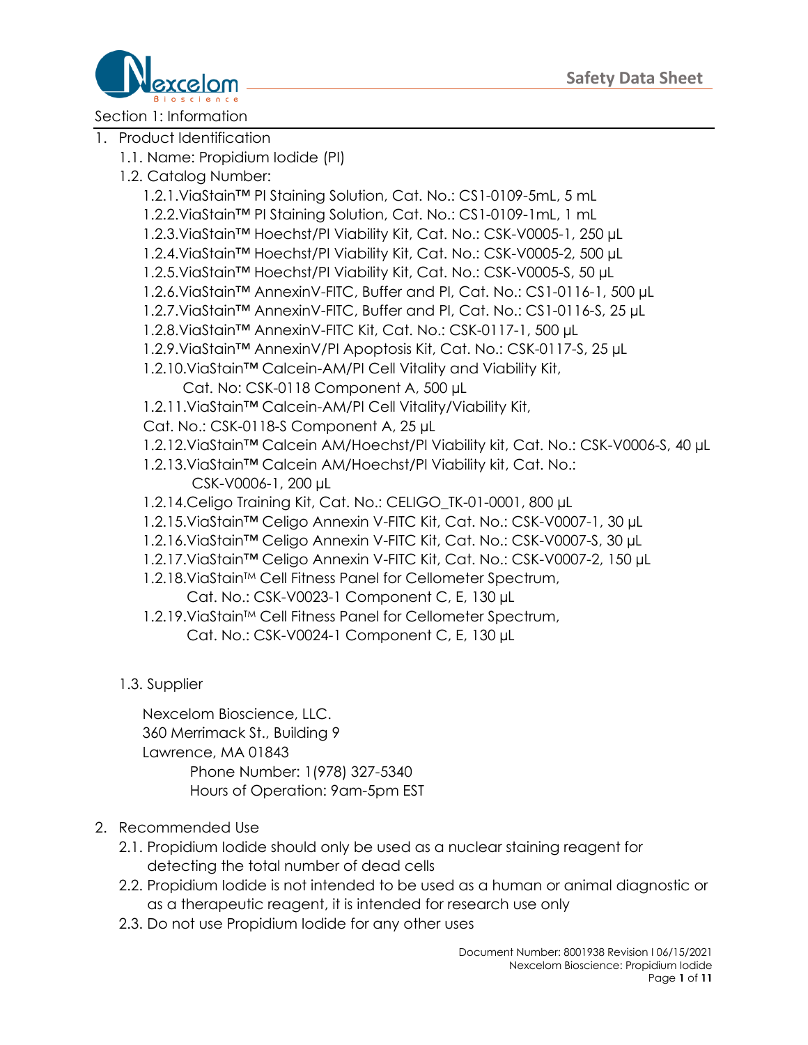# Safety Data Sheet

Section 1: Information

1. Product Identification
   1.1. Name: Propidium Iodide (PI)
   1.2. Catalog Number:
      1.2.1. ViaStain™ PI Staining Solution, Cat. No.: CS1-0109-5mL, 5 mL
      1.2.2. ViaStain™ PI Staining Solution, Cat. No.: CS1-0109-1mL, 1 mL
      1.2.3. ViaStain™ Hoechst/PI Viability Kit, Cat. No.: CSK-V0005-1, 250 µL
      1.2.4. ViaStain™ Hoechst/PI Viability Kit, Cat. No.: CSK-V0005-2, 500 µL
      1.2.5. ViaStain™ Hoechst/PI Viability Kit, Cat. No.: CSK-V0005-S, 50 µL
      1.2.6. ViaStain™ AnnexinV-FITC, Buffer and PI, Cat. No.: CS1-0116-1, 500 µL
      1.2.7. ViaStain™ AnnexinV-FITC, Buffer and PI, Cat. No.: CS1-0116-S, 25 µL
      1.2.8. ViaStain™ AnnexinV-FITC Kit, Cat. No.: CSK-0117-1, 500 µL
      1.2.9. ViaStain™ AnnexinV/PI Apoptosis Kit, Cat. No.: CSK-0117-S, 25 µL
      1.2.10. ViaStain™ Calcein-AM/PI Cell Vitality and Viability Kit, Cat. No: CSK-0118 Component A, 500 µL
      1.2.11. ViaStain™ Calcein-AM/PI Cell Vitality/Viability Kit, Cat. No.: CSK-0118-S Component A, 25 µL
      1.2.12. ViaStain™ Calcein AM/Hoechst/PI Viability kit, Cat. No.: CSK-V0006-S, 40 µL
      1.2.13. ViaStain™ Calcein AM/Hoechst/PI Viability kit, Cat. No.: CSK-V0006-1, 200 µL
      1.2.14. Celigo Training Kit, Cat. No.: CELIGO_TK-01-0001, 800 µL
      1.2.15. ViaStain™ Celigo Annexin V-FITC Kit, Cat. No.: CSK-V0007-1, 30 µL
      1.2.16. ViaStain™ Celigo Annexin V-FITC Kit, Cat. No.: CSK-V0007-S, 30 µL
      1.2.17. ViaStain™ Celigo Annexin V-FITC Kit, Cat. No.: CSK-V0007-2, 150 µL
      1.2.18. ViaStain™ Cell Fitness Panel for Cellometer Spectrum, Cat. No.: CSK-V0023-1 Component C, E, 130 µL
      1.2.19. ViaStain™ Cell Fitness Panel for Cellometer Spectrum, Cat. No.: CSK-V0024-1 Component C, E, 130 µL
   1.3. Supplier

      Nexcelom Bioscience, LLC.
      360 Merrimack St., Building 9
      Lawrence, MA 01843
      Phone Number: 1(978) 327-5340
      Hours of Operation: 9am-5pm EST

2. Recommended Use
   2.1. Propidium Iodide should only be used as a nuclear staining reagent for detecting the total number of dead cells
   2.2. Propidium Iodide is not intended to be used as a human or animal diagnostic or as a therapeutic reagent, it is intended for research use only
   2.3. Do not use Propidium Iodide for any other uses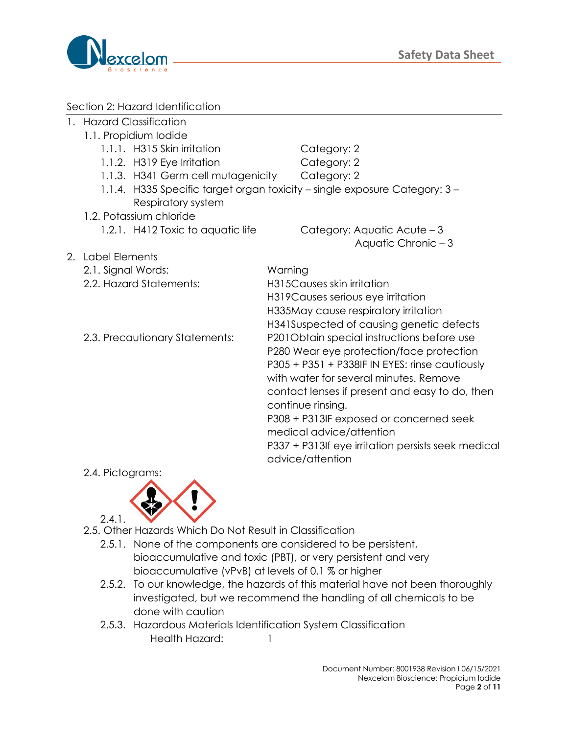## Section 2: Hazard Identification

1. Hazard Classification
   1.1. Propidium Iodide
      1.1.1. H315 Skin irritation — Category: 2
      1.1.2. H319 Eye Irritation — Category: 2
      1.1.3. H341 Germ cell mutagenicity — Category: 2
      1.1.4. H335 Specific target organ toxicity – single exposure Category: 3 – Respiratory system
   1.2. Potassium chloride
      1.2.1. H412 Toxic to aquatic life — Category: Aquatic Acute – 3, Aquatic Chronic – 3
2. Label Elements
   2.1. Signal Words: Warning
   2.2. Hazard Statements:
   H315Causes skin irritation
   H319Causes serious eye irritation
   H335May cause respiratory irritation
   H341Suspected of causing genetic defects
   2.3. Precautionary Statements:
   P201Obtain special instructions before use
   P280 Wear eye protection/face protection
   P305 + P351 + P338IF IN EYES: rinse cautiously with water for several minutes. Remove contact lenses if present and easy to do, then continue rinsing.
   P308 + P313IF exposed or concerned seek medical advice/attention
   P337 + P313If eye irritation persists seek medical advice/attention
   2.4. Pictograms:
      2.4.1.
   2.5. Other Hazards Which Do Not Result in Classification
      2.5.1. None of the components are considered to be persistent, bioaccumulative and toxic (PBT), or very persistent and very bioaccumulative (vPvB) at levels of 0.1 % or higher
      2.5.2. To our knowledge, the hazards of this material have not been thoroughly investigated, but we recommend the handling of all chemicals to be done with caution
      2.5.3. Hazardous Materials Identification System Classification
      Health Hazard: 1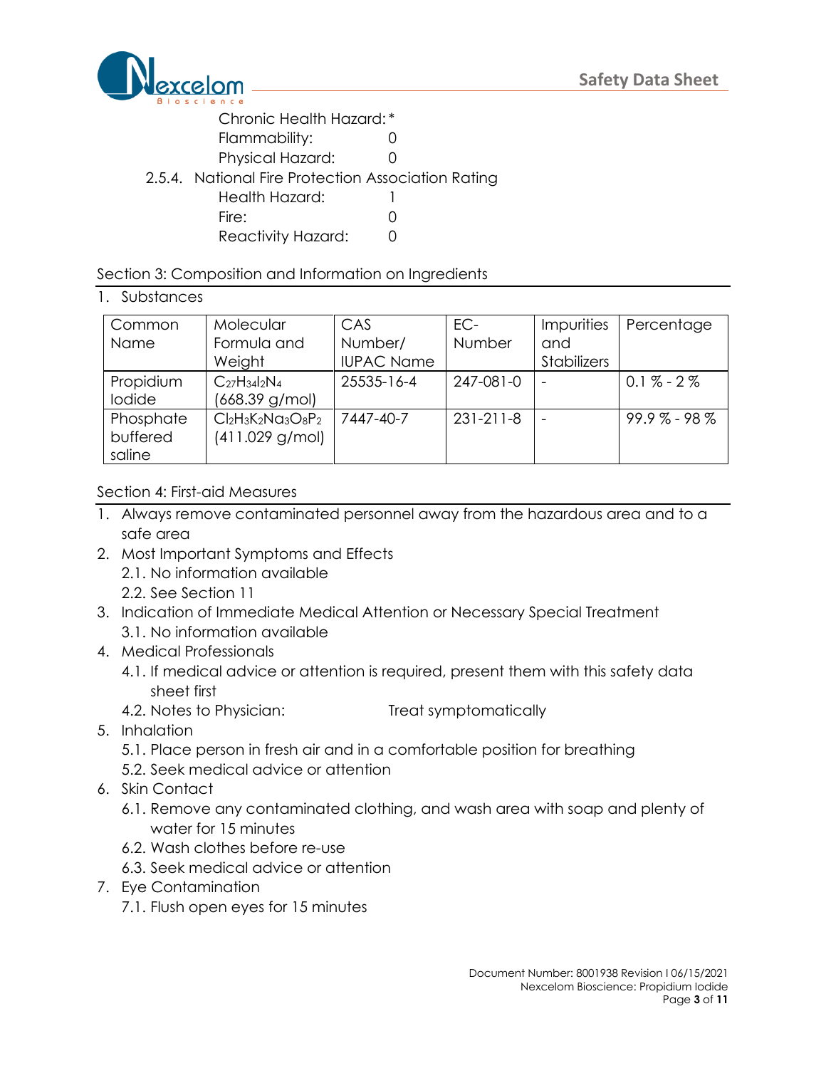Chronic Health Hazard: *

Flammability: 0

Physical Hazard: 0

2.5.4. National Fire Protection Association Rating

Health Hazard: 1

Fire: 0

Reactivity Hazard: 0

## Section 3: Composition and Information on Ingredients

1. Substances

| Common Name | Molecular Formula and Weight | CAS Number/ IUPAC Name | EC-Number | Impurities and Stabilizers | Percentage |
|---|---|---|---|---|---|
| Propidium Iodide | $C_{27}H_{34}I_2N_4$ (668.39 g/mol) | 25535-16-4 | 247-081-0 | - | 0.1 % - 2 % |
| Phosphate buffered saline | $Cl_2H_3K_2Na_3O_8P_2$ (411.029 g/mol) | 7447-40-7 | 231-211-8 | - | 99.9 % - 98 % |

## Section 4: First-aid Measures

1. Always remove contaminated personnel away from the hazardous area and to a safe area
2. Most Important Symptoms and Effects
   - 2.1. No information available
   - 2.2. See Section 11
3. Indication of Immediate Medical Attention or Necessary Special Treatment
   - 3.1. No information available
4. Medical Professionals
   - 4.1. If medical advice or attention is required, present them with this safety data sheet first
   - 4.2. Notes to Physician: Treat symptomatically
5. Inhalation
   - 5.1. Place person in fresh air and in a comfortable position for breathing
   - 5.2. Seek medical advice or attention
6. Skin Contact
   - 6.1. Remove any contaminated clothing, and wash area with soap and plenty of water for 15 minutes
   - 6.2. Wash clothes before re-use
   - 6.3. Seek medical advice or attention
7. Eye Contamination
   - 7.1. Flush open eyes for 15 minutes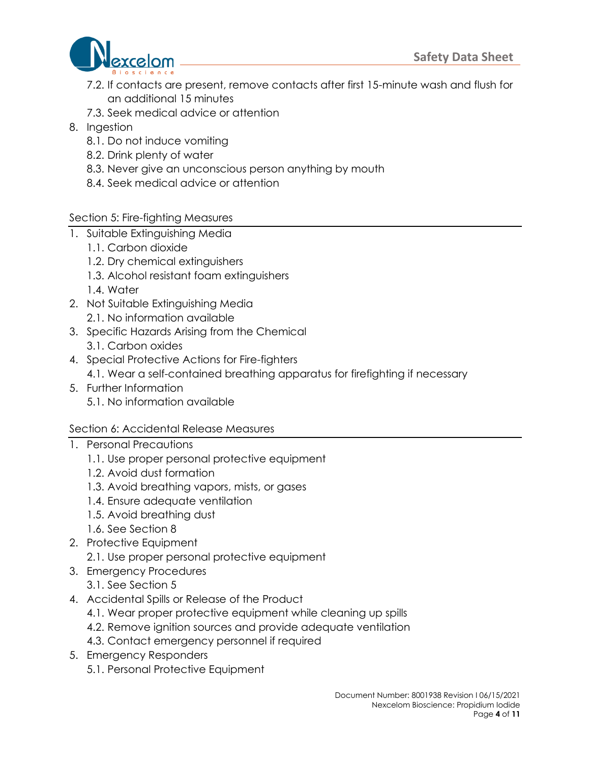- 7.2. If contacts are present, remove contacts after first 15-minute wash and flush for an additional 15 minutes
   - 7.3. Seek medical advice or attention
8. Ingestion
   - 8.1. Do not induce vomiting
   - 8.2. Drink plenty of water
   - 8.3. Never give an unconscious person anything by mouth
   - 8.4. Seek medical advice or attention

## Section 5: Fire-fighting Measures

1. Suitable Extinguishing Media
   - 1.1. Carbon dioxide
   - 1.2. Dry chemical extinguishers
   - 1.3. Alcohol resistant foam extinguishers
   - 1.4. Water
2. Not Suitable Extinguishing Media
   - 2.1. No information available
3. Specific Hazards Arising from the Chemical
   - 3.1. Carbon oxides
4. Special Protective Actions for Fire-fighters
   - 4.1. Wear a self-contained breathing apparatus for firefighting if necessary
5. Further Information
   - 5.1. No information available

## Section 6: Accidental Release Measures

1. Personal Precautions
   - 1.1. Use proper personal protective equipment
   - 1.2. Avoid dust formation
   - 1.3. Avoid breathing vapors, mists, or gases
   - 1.4. Ensure adequate ventilation
   - 1.5. Avoid breathing dust
   - 1.6. See Section 8
2. Protective Equipment
   - 2.1. Use proper personal protective equipment
3. Emergency Procedures
   - 3.1. See Section 5
4. Accidental Spills or Release of the Product
   - 4.1. Wear proper protective equipment while cleaning up spills
   - 4.2. Remove ignition sources and provide adequate ventilation
   - 4.3. Contact emergency personnel if required
5. Emergency Responders
   - 5.1. Personal Protective Equipment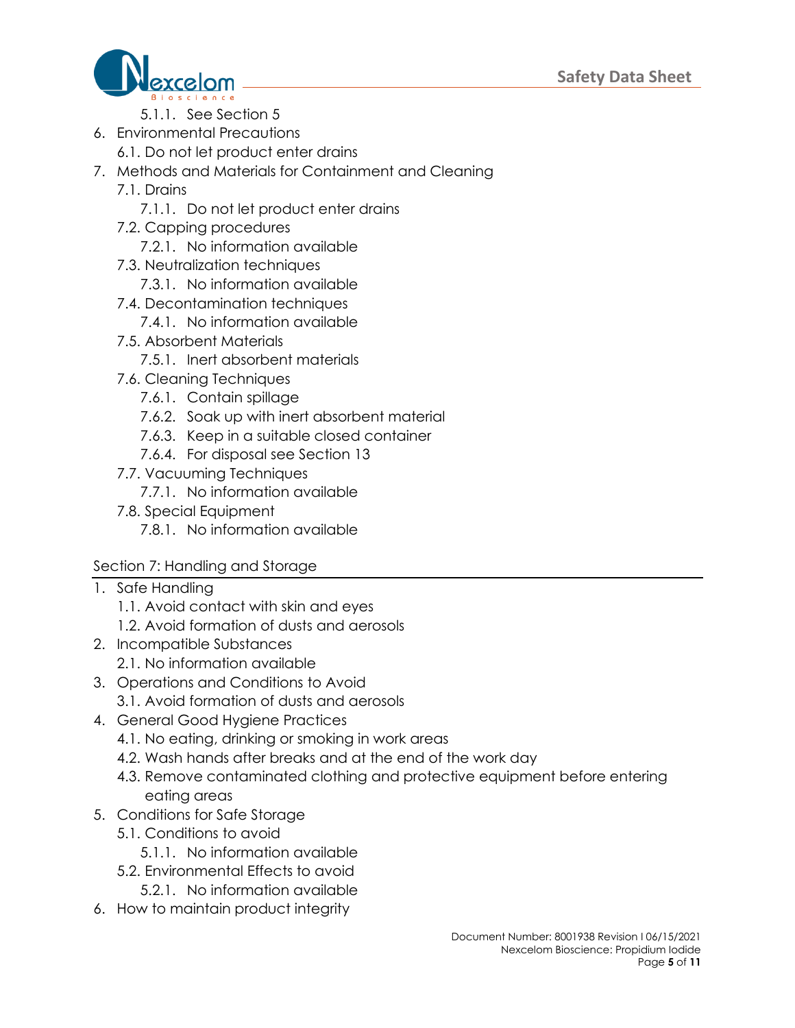- 5.1.1. See Section 5
6. Environmental Precautions
   - 6.1. Do not let product enter drains
7. Methods and Materials for Containment and Cleaning
   - 7.1. Drains
      - 7.1.1. Do not let product enter drains
   - 7.2. Capping procedures
      - 7.2.1. No information available
   - 7.3. Neutralization techniques
      - 7.3.1. No information available
   - 7.4. Decontamination techniques
      - 7.4.1. No information available
   - 7.5. Absorbent Materials
      - 7.5.1. Inert absorbent materials
   - 7.6. Cleaning Techniques
      - 7.6.1. Contain spillage
      - 7.6.2. Soak up with inert absorbent material
      - 7.6.3. Keep in a suitable closed container
      - 7.6.4. For disposal see Section 13
   - 7.7. Vacuuming Techniques
      - 7.7.1. No information available
   - 7.8. Special Equipment
      - 7.8.1. No information available

## Section 7: Handling and Storage

1. Safe Handling
   - 1.1. Avoid contact with skin and eyes
   - 1.2. Avoid formation of dusts and aerosols
2. Incompatible Substances
   - 2.1. No information available
3. Operations and Conditions to Avoid
   - 3.1. Avoid formation of dusts and aerosols
4. General Good Hygiene Practices
   - 4.1. No eating, drinking or smoking in work areas
   - 4.2. Wash hands after breaks and at the end of the work day
   - 4.3. Remove contaminated clothing and protective equipment before entering eating areas
5. Conditions for Safe Storage
   - 5.1. Conditions to avoid
      - 5.1.1. No information available
   - 5.2. Environmental Effects to avoid
      - 5.2.1. No information available
6. How to maintain product integrity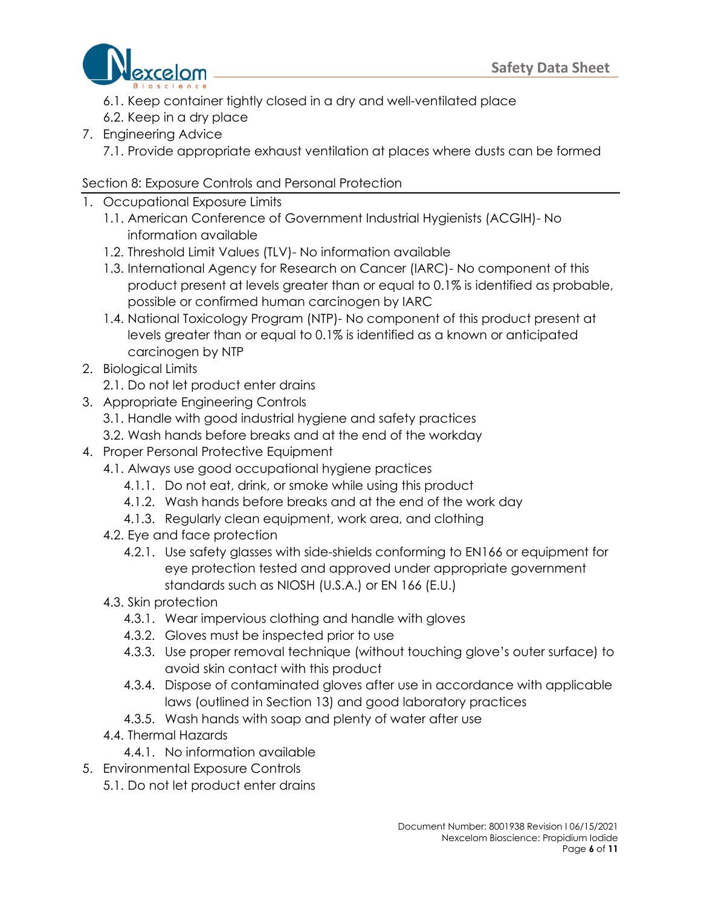6.1. Keep container tightly closed in a dry and well-ventilated place
   6.2. Keep in a dry place

7. Engineering Advice
   7.1. Provide appropriate exhaust ventilation at places where dusts can be formed

## Section 8: Exposure Controls and Personal Protection

1. Occupational Exposure Limits
   1.1. American Conference of Government Industrial Hygienists (ACGIH)- No information available
   1.2. Threshold Limit Values (TLV)- No information available
   1.3. International Agency for Research on Cancer (IARC)- No component of this product present at levels greater than or equal to 0.1% is identified as probable, possible or confirmed human carcinogen by IARC
   1.4. National Toxicology Program (NTP)- No component of this product present at levels greater than or equal to 0.1% is identified as a known or anticipated carcinogen by NTP
2. Biological Limits
   2.1. Do not let product enter drains
3. Appropriate Engineering Controls
   3.1. Handle with good industrial hygiene and safety practices
   3.2. Wash hands before breaks and at the end of the workday
4. Proper Personal Protective Equipment
   4.1. Always use good occupational hygiene practices
      4.1.1. Do not eat, drink, or smoke while using this product
      4.1.2. Wash hands before breaks and at the end of the work day
      4.1.3. Regularly clean equipment, work area, and clothing
   4.2. Eye and face protection
      4.2.1. Use safety glasses with side-shields conforming to EN166 or equipment for eye protection tested and approved under appropriate government standards such as NIOSH (U.S.A.) or EN 166 (E.U.)
   4.3. Skin protection
      4.3.1. Wear impervious clothing and handle with gloves
      4.3.2. Gloves must be inspected prior to use
      4.3.3. Use proper removal technique (without touching glove's outer surface) to avoid skin contact with this product
      4.3.4. Dispose of contaminated gloves after use in accordance with applicable laws (outlined in Section 13) and good laboratory practices
      4.3.5. Wash hands with soap and plenty of water after use
   4.4. Thermal Hazards
      4.4.1. No information available
5. Environmental Exposure Controls
   5.1. Do not let product enter drains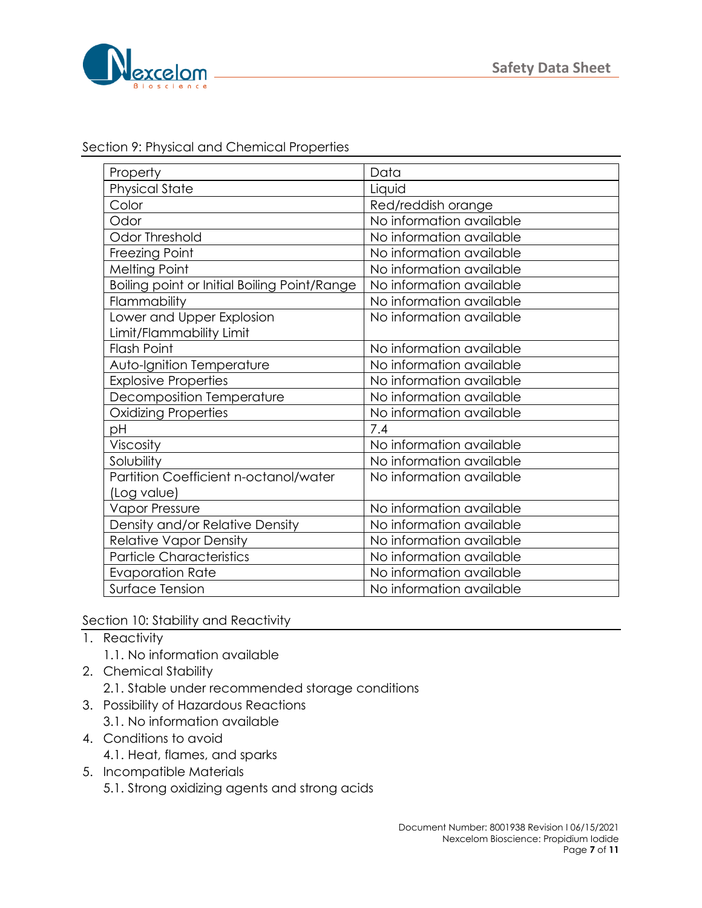## Section 9: Physical and Chemical Properties

| Property | Data |
|---|---|
| Physical State | Liquid |
| Color | Red/reddish orange |
| Odor | No information available |
| Odor Threshold | No information available |
| Freezing Point | No information available |
| Melting Point | No information available |
| Boiling point or Initial Boiling Point/Range | No information available |
| Flammability | No information available |
| Lower and Upper Explosion Limit/Flammability Limit | No information available |
| Flash Point | No information available |
| Auto-Ignition Temperature | No information available |
| Explosive Properties | No information available |
| Decomposition Temperature | No information available |
| Oxidizing Properties | No information available |
| pH | 7.4 |
| Viscosity | No information available |
| Solubility | No information available |
| Partition Coefficient n-octanol/water (Log value) | No information available |
| Vapor Pressure | No information available |
| Density and/or Relative Density | No information available |
| Relative Vapor Density | No information available |
| Particle Characteristics | No information available |
| Evaporation Rate | No information available |
| Surface Tension | No information available |

## Section 10: Stability and Reactivity

1. Reactivity
   1.1. No information available
2. Chemical Stability
   2.1. Stable under recommended storage conditions
3. Possibility of Hazardous Reactions
   3.1. No information available
4. Conditions to avoid
   4.1. Heat, flames, and sparks
5. Incompatible Materials
   5.1. Strong oxidizing agents and strong acids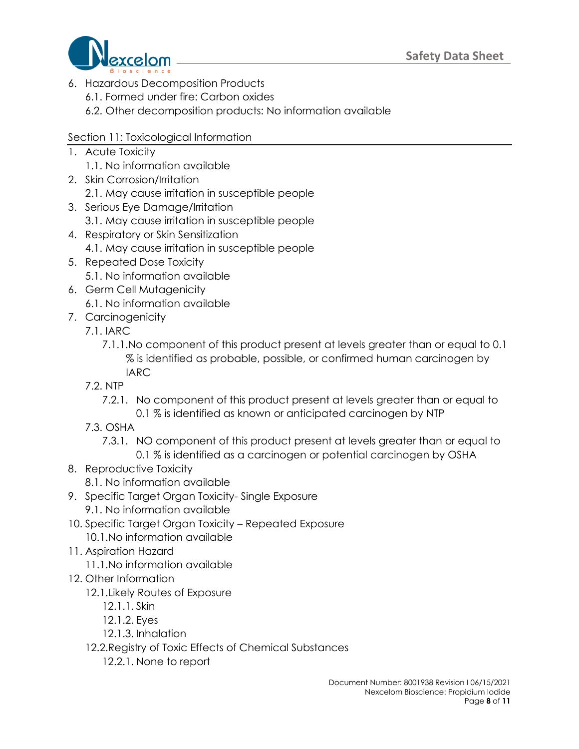6. Hazardous Decomposition Products
   6.1. Formed under fire: Carbon oxides
   6.2. Other decomposition products: No information available

## Section 11: Toxicological Information

1. Acute Toxicity
   1.1. No information available
2. Skin Corrosion/Irritation
   2.1. May cause irritation in susceptible people
3. Serious Eye Damage/Irritation
   3.1. May cause irritation in susceptible people
4. Respiratory or Skin Sensitization
   4.1. May cause irritation in susceptible people
5. Repeated Dose Toxicity
   5.1. No information available
6. Germ Cell Mutagenicity
   6.1. No information available
7. Carcinogenicity
   7.1. IARC
      7.1.1. No component of this product present at levels greater than or equal to 0.1 % is identified as probable, possible, or confirmed human carcinogen by IARC
   7.2. NTP
      7.2.1. No component of this product present at levels greater than or equal to 0.1 % is identified as known or anticipated carcinogen by NTP
   7.3. OSHA
      7.3.1. NO component of this product present at levels greater than or equal to 0.1 % is identified as a carcinogen or potential carcinogen by OSHA
8. Reproductive Toxicity
   8.1. No information available
9. Specific Target Organ Toxicity- Single Exposure
   9.1. No information available
10. Specific Target Organ Toxicity – Repeated Exposure
    10.1. No information available
11. Aspiration Hazard
    11.1. No information available
12. Other Information
    12.1. Likely Routes of Exposure
       12.1.1. Skin
       12.1.2. Eyes
       12.1.3. Inhalation
    12.2. Registry of Toxic Effects of Chemical Substances
       12.2.1. None to report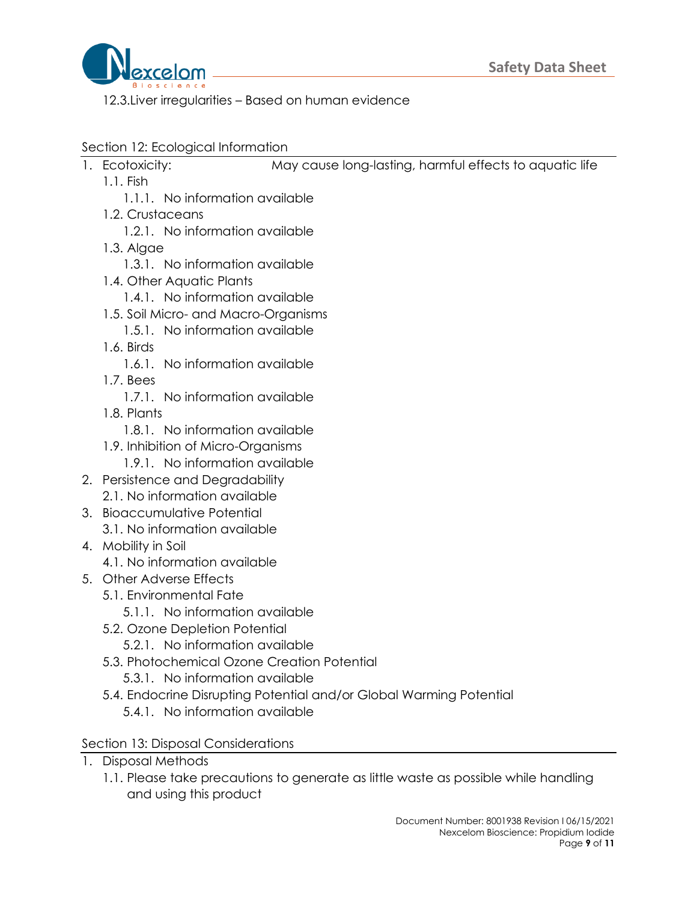12.3. Liver irregularities – Based on human evidence

## Section 12: Ecological Information

1. Ecotoxicity: May cause long-lasting, harmful effects to aquatic life
   1.1. Fish
      1.1.1. No information available
   1.2. Crustaceans
      1.2.1. No information available
   1.3. Algae
      1.3.1. No information available
   1.4. Other Aquatic Plants
      1.4.1. No information available
   1.5. Soil Micro- and Macro-Organisms
      1.5.1. No information available
   1.6. Birds
      1.6.1. No information available
   1.7. Bees
      1.7.1. No information available
   1.8. Plants
      1.8.1. No information available
   1.9. Inhibition of Micro-Organisms
      1.9.1. No information available
2. Persistence and Degradability
   2.1. No information available
3. Bioaccumulative Potential
   3.1. No information available
4. Mobility in Soil
   4.1. No information available
5. Other Adverse Effects
   5.1. Environmental Fate
      5.1.1. No information available
   5.2. Ozone Depletion Potential
      5.2.1. No information available
   5.3. Photochemical Ozone Creation Potential
      5.3.1. No information available
   5.4. Endocrine Disrupting Potential and/or Global Warming Potential
      5.4.1. No information available

## Section 13: Disposal Considerations

1. Disposal Methods
   1.1. Please take precautions to generate as little waste as possible while handling and using this product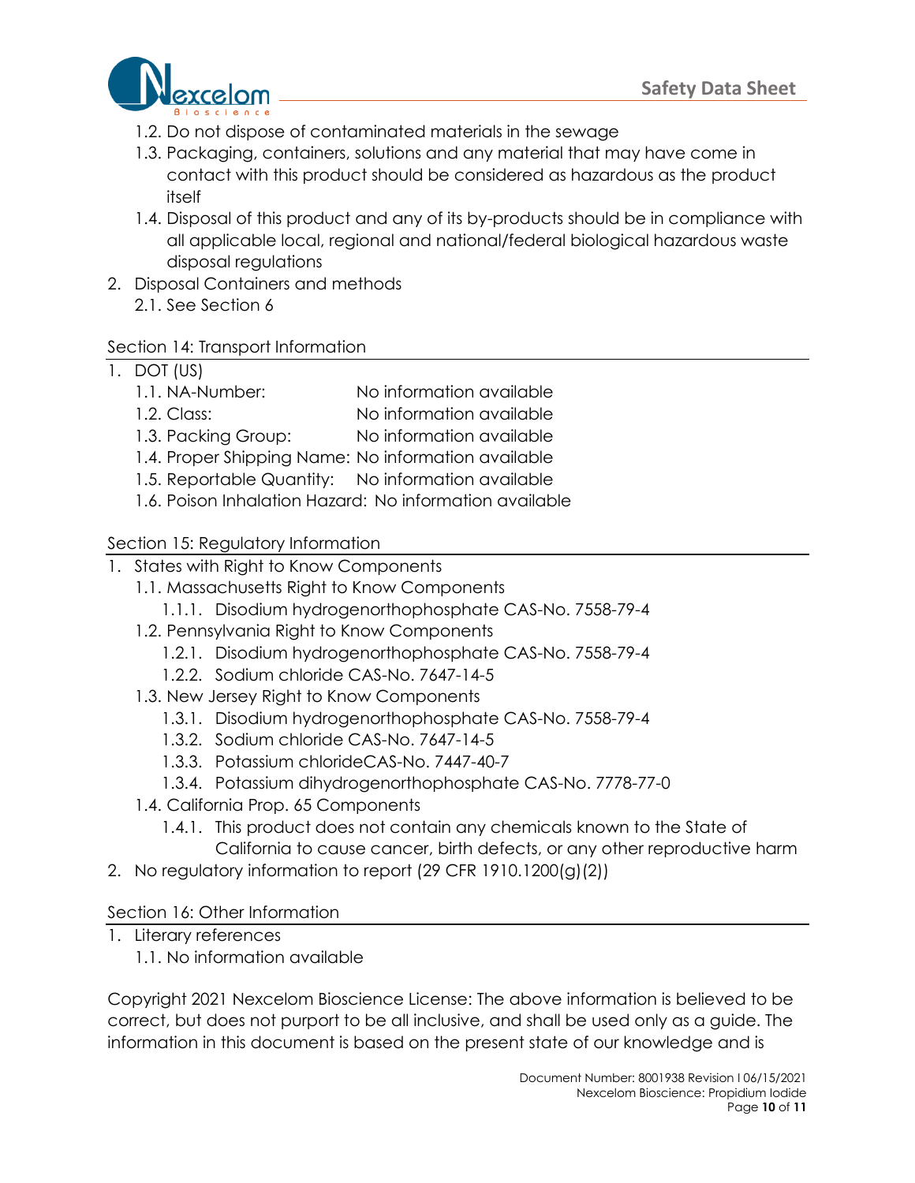1.2. Do not dispose of contaminated materials in the sewage
1.3. Packaging, containers, solutions and any material that may have come in contact with this product should be considered as hazardous as the product itself
1.4. Disposal of this product and any of its by-products should be in compliance with all applicable local, regional and national/federal biological hazardous waste disposal regulations

2. Disposal Containers and methods
   2.1. See Section 6

## Section 14: Transport Information

1. DOT (US)
   1.1. NA-Number: No information available
   1.2. Class: No information available
   1.3. Packing Group: No information available
   1.4. Proper Shipping Name: No information available
   1.5. Reportable Quantity: No information available
   1.6. Poison Inhalation Hazard: No information available

## Section 15: Regulatory Information

1. States with Right to Know Components
   1.1. Massachusetts Right to Know Components
      1.1.1. Disodium hydrogenorthophosphate CAS-No. 7558-79-4
   1.2. Pennsylvania Right to Know Components
      1.2.1. Disodium hydrogenorthophosphate CAS-No. 7558-79-4
      1.2.2. Sodium chloride CAS-No. 7647-14-5
   1.3. New Jersey Right to Know Components
      1.3.1. Disodium hydrogenorthophosphate CAS-No. 7558-79-4
      1.3.2. Sodium chloride CAS-No. 7647-14-5
      1.3.3. Potassium chlorideCAS-No. 7447-40-7
      1.3.4. Potassium dihydrogenorthophosphate CAS-No. 7778-77-0
   1.4. California Prop. 65 Components
      1.4.1. This product does not contain any chemicals known to the State of California to cause cancer, birth defects, or any other reproductive harm
2. No regulatory information to report (29 CFR 1910.1200(g)(2))

## Section 16: Other Information

1. Literary references
   1.1. No information available

Copyright 2021 Nexcelom Bioscience License: The above information is believed to be correct, but does not purport to be all inclusive, and shall be used only as a guide. The information in this document is based on the present state of our knowledge and is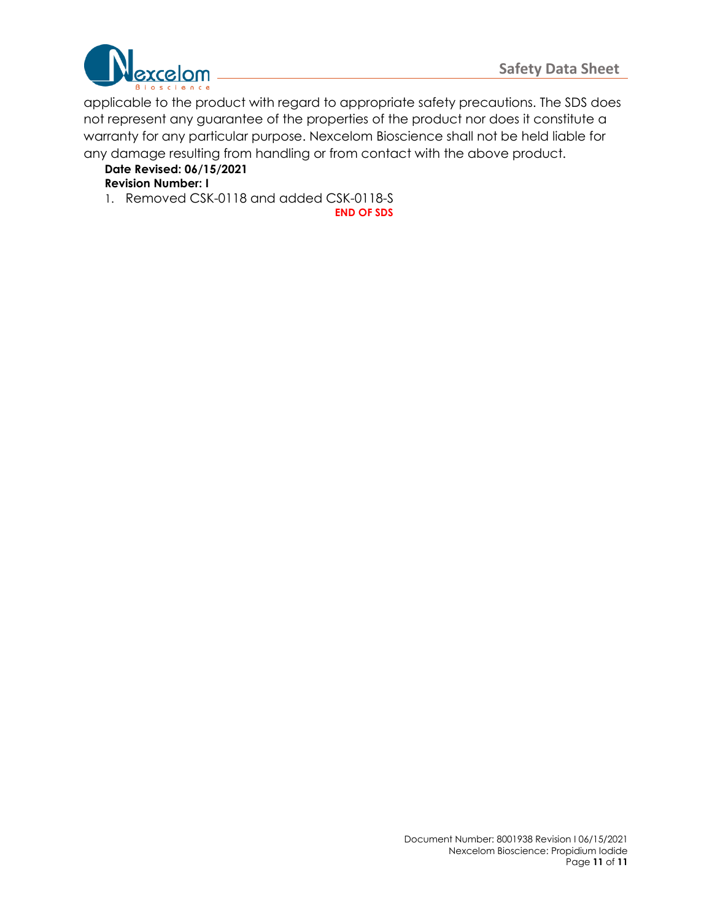applicable to the product with regard to appropriate safety precautions. The SDS does not represent any guarantee of the properties of the product nor does it constitute a warranty for any particular purpose. Nexcelom Bioscience shall not be held liable for any damage resulting from handling or from contact with the above product.

**Date Revised: 06/15/2021**

**Revision Number: I**

1. Removed CSK-0118 and added CSK-0118-S

**END OF SDS**